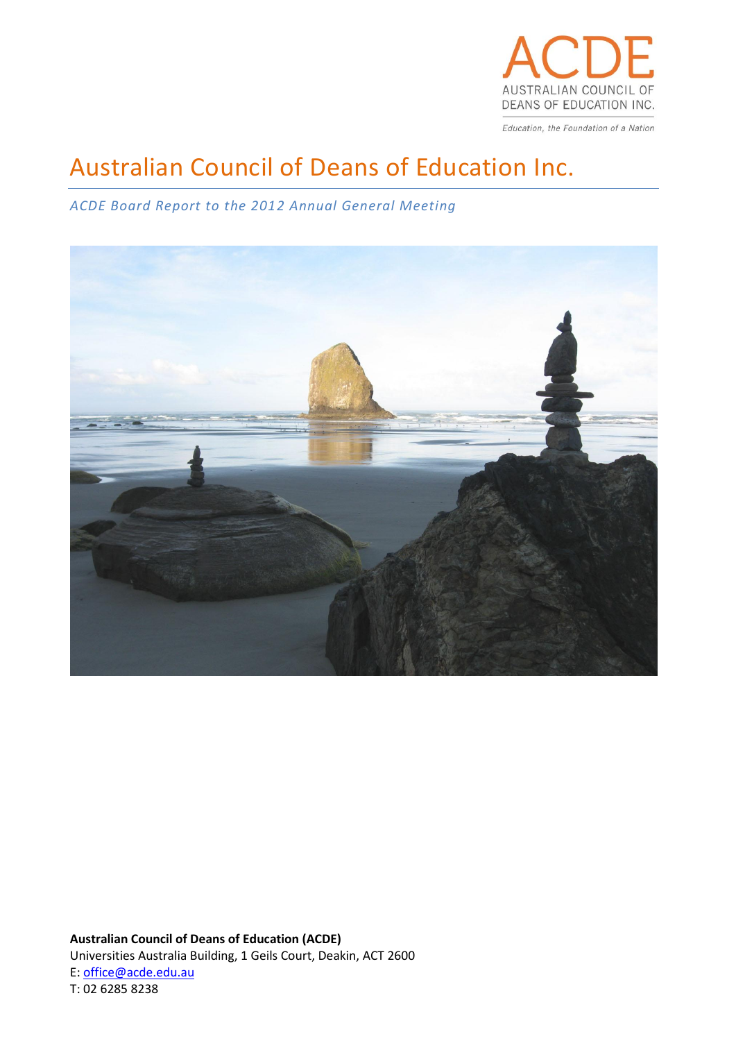ACDE

AUSTRALIAN COUNCIL OF DEANS OF EDUCATION INC.

*Education, the Foundation of a Nation*

# Australian Council of Deans of Education Inc.

*ACDE Board Report to the 2012 Annual General Meeting*

**Australian Council of Deans of Education (ACDE)**
Universities Australia Building, 1 Geils Court, Deakin, ACT 2600
E: office@acde.edu.au
T: 02 6285 8238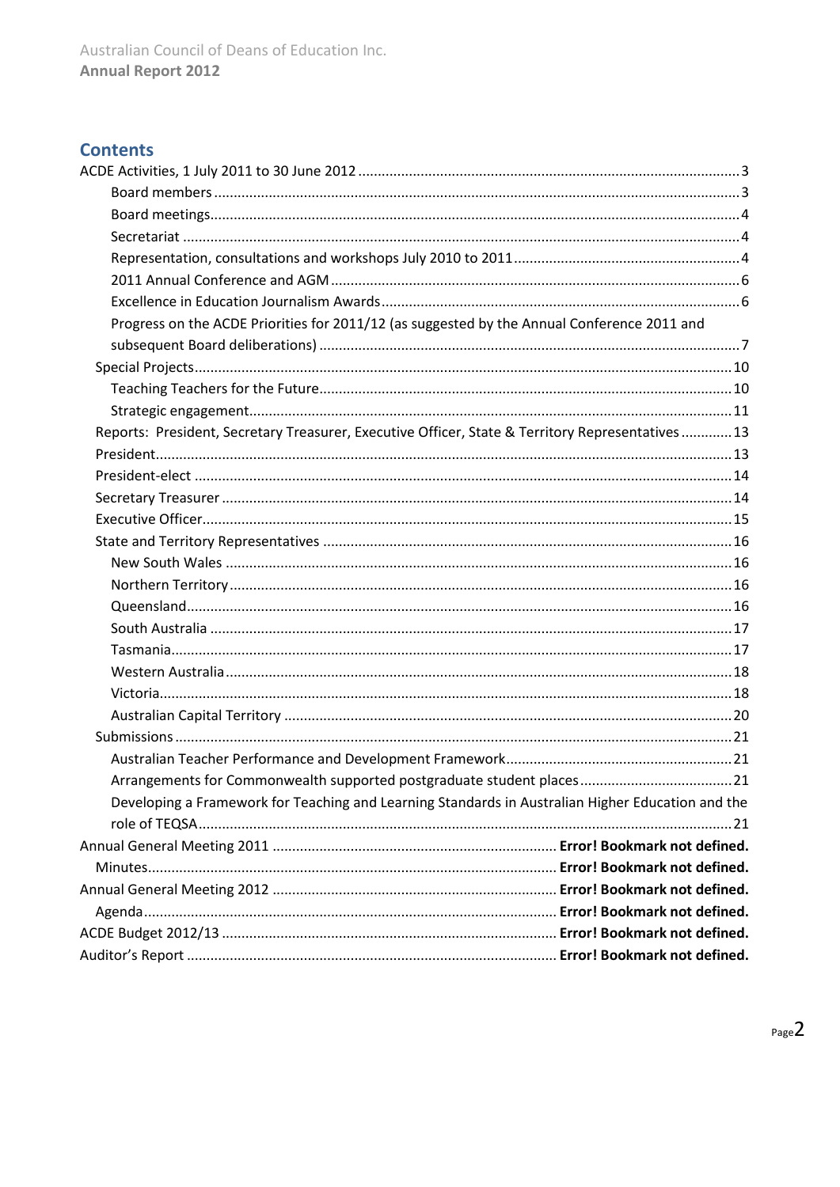## Contents

ACDE Activities, 1 July 2011 to 30 June 2012 ..... 3

- Board members ..... 3
- Board meetings ..... 4
- Secretariat ..... 4
- Representation, consultations and workshops July 2010 to 2011 ..... 4
- 2011 Annual Conference and AGM ..... 6
- Excellence in Education Journalism Awards ..... 6
- Progress on the ACDE Priorities for 2011/12 (as suggested by the Annual Conference 2011 and subsequent Board deliberations) ..... 7

Special Projects ..... 10

- Teaching Teachers for the Future ..... 10
- Strategic engagement ..... 11

Reports: President, Secretary Treasurer, Executive Officer, State & Territory Representatives ..... 13

President ..... 13

President-elect ..... 14

Secretary Treasurer ..... 14

Executive Officer ..... 15

State and Territory Representatives ..... 16

- New South Wales ..... 16
- Northern Territory ..... 16
- Queensland ..... 16
- South Australia ..... 17
- Tasmania ..... 17
- Western Australia ..... 18
- Victoria ..... 18
- Australian Capital Territory ..... 20

Submissions ..... 21

- Australian Teacher Performance and Development Framework ..... 21
- Arrangements for Commonwealth supported postgraduate student places ..... 21
- Developing a Framework for Teaching and Learning Standards in Australian Higher Education and the role of TEQSA ..... 21

Annual General Meeting 2011 ..... **Error! Bookmark not defined.**

Minutes ..... **Error! Bookmark not defined.**

Annual General Meeting 2012 ..... **Error! Bookmark not defined.**

Agenda ..... **Error! Bookmark not defined.**

ACDE Budget 2012/13 ..... **Error! Bookmark not defined.**

Auditor's Report ..... **Error! Bookmark not defined.**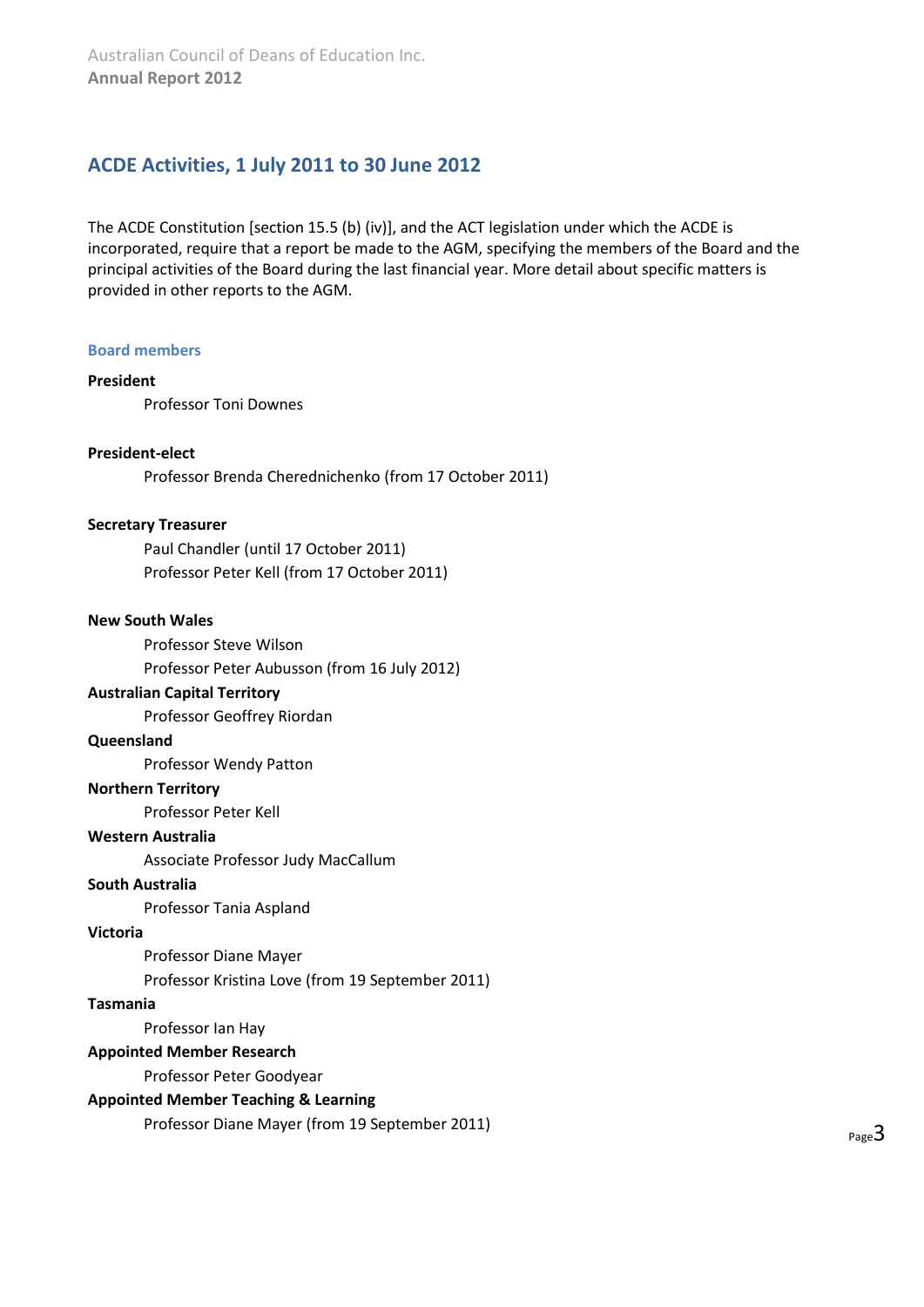## ACDE Activities, 1 July 2011 to 30 June 2012

The ACDE Constitution [section 15.5 (b) (iv)], and the ACT legislation under which the ACDE is incorporated, require that a report be made to the AGM, specifying the members of the Board and the principal activities of the Board during the last financial year. More detail about specific matters is provided in other reports to the AGM.

### Board members

**President**

Professor Toni Downes

**President-elect**

Professor Brenda Cherednichenko (from 17 October 2011)

**Secretary Treasurer**

Paul Chandler (until 17 October 2011)
Professor Peter Kell (from 17 October 2011)

**New South Wales**

Professor Steve Wilson
Professor Peter Aubusson (from 16 July 2012)

**Australian Capital Territory**

Professor Geoffrey Riordan

**Queensland**

Professor Wendy Patton

**Northern Territory**

Professor Peter Kell

**Western Australia**

Associate Professor Judy MacCallum

**South Australia**

Professor Tania Aspland

**Victoria**

Professor Diane Mayer
Professor Kristina Love (from 19 September 2011)

**Tasmania**

Professor Ian Hay

**Appointed Member Research**

Professor Peter Goodyear

**Appointed Member Teaching & Learning**

Professor Diane Mayer (from 19 September 2011)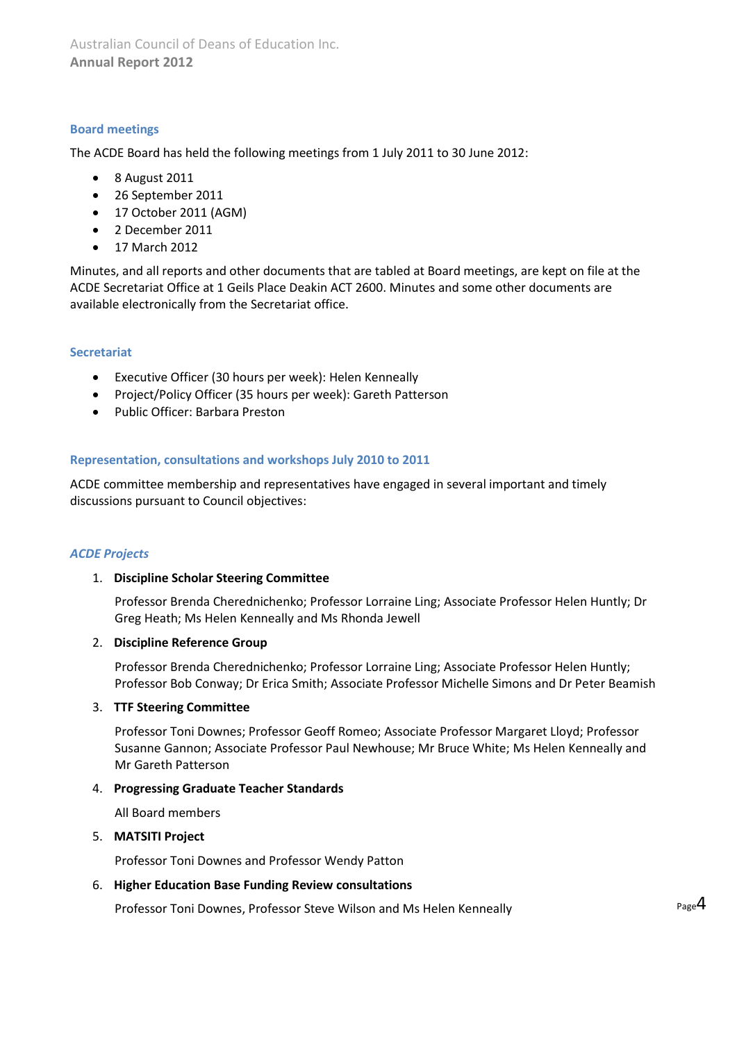## Board meetings

The ACDE Board has held the following meetings from 1 July 2011 to 30 June 2012:

- 8 August 2011
- 26 September 2011
- 17 October 2011 (AGM)
- 2 December 2011
- 17 March 2012

Minutes, and all reports and other documents that are tabled at Board meetings, are kept on file at the ACDE Secretariat Office at 1 Geils Place Deakin ACT 2600. Minutes and some other documents are available electronically from the Secretariat office.

## Secretariat

- Executive Officer (30 hours per week): Helen Kenneally
- Project/Policy Officer (35 hours per week): Gareth Patterson
- Public Officer: Barbara Preston

## Representation, consultations and workshops July 2010 to 2011

ACDE committee membership and representatives have engaged in several important and timely discussions pursuant to Council objectives:

### *ACDE Projects*

1. **Discipline Scholar Steering Committee**

   Professor Brenda Cherednichenko; Professor Lorraine Ling; Associate Professor Helen Huntly; Dr Greg Heath; Ms Helen Kenneally and Ms Rhonda Jewell

2. **Discipline Reference Group**

   Professor Brenda Cherednichenko; Professor Lorraine Ling; Associate Professor Helen Huntly; Professor Bob Conway; Dr Erica Smith; Associate Professor Michelle Simons and Dr Peter Beamish

3. **TTF Steering Committee**

   Professor Toni Downes; Professor Geoff Romeo; Associate Professor Margaret Lloyd; Professor Susanne Gannon; Associate Professor Paul Newhouse; Mr Bruce White; Ms Helen Kenneally and Mr Gareth Patterson

4. **Progressing Graduate Teacher Standards**

   All Board members

5. **MATSITI Project**

   Professor Toni Downes and Professor Wendy Patton

6. **Higher Education Base Funding Review consultations**

   Professor Toni Downes, Professor Steve Wilson and Ms Helen Kenneally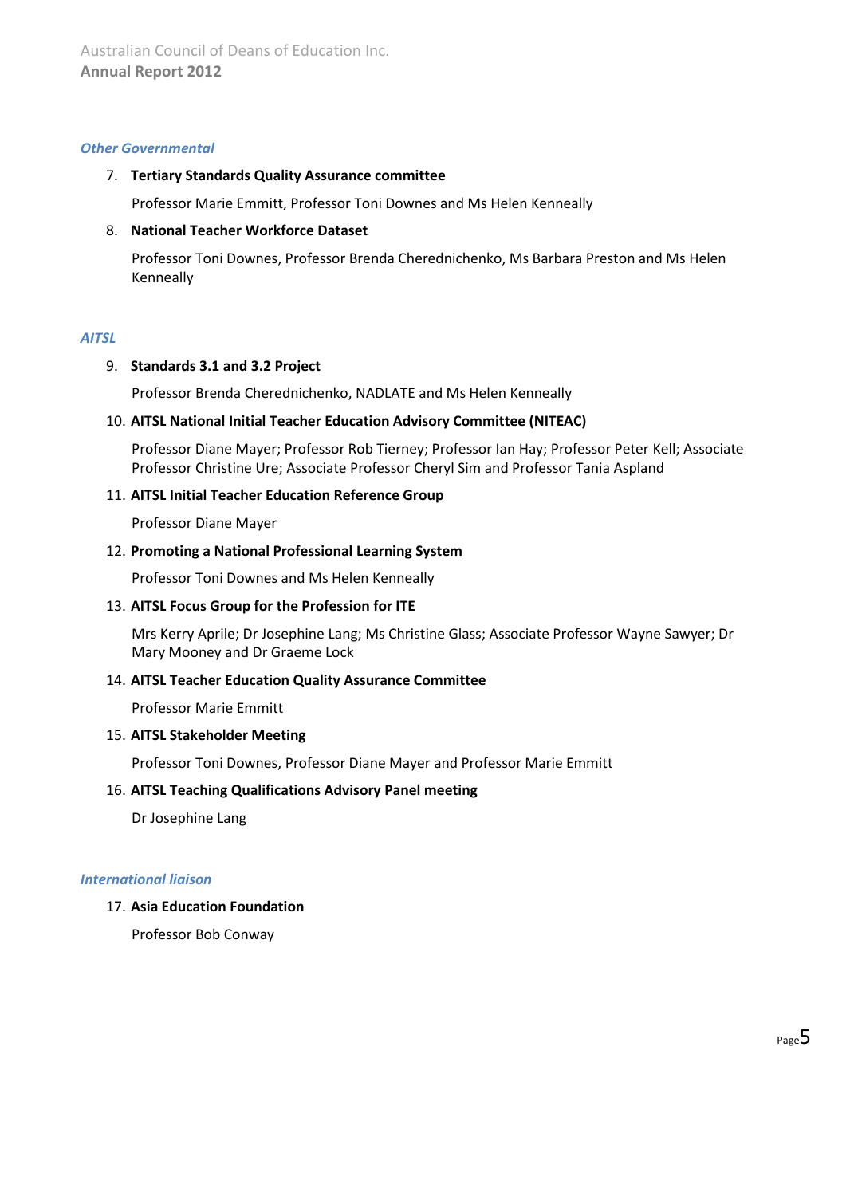*Other Governmental*

7. **Tertiary Standards Quality Assurance committee**

   Professor Marie Emmitt, Professor Toni Downes and Ms Helen Kenneally

8. **National Teacher Workforce Dataset**

   Professor Toni Downes, Professor Brenda Cherednichenko, Ms Barbara Preston and Ms Helen Kenneally

*AITSL*

9. **Standards 3.1 and 3.2 Project**

   Professor Brenda Cherednichenko, NADLATE and Ms Helen Kenneally

10. **AITSL National Initial Teacher Education Advisory Committee (NITEAC)**

    Professor Diane Mayer; Professor Rob Tierney; Professor Ian Hay; Professor Peter Kell; Associate Professor Christine Ure; Associate Professor Cheryl Sim and Professor Tania Aspland

11. **AITSL Initial Teacher Education Reference Group**

    Professor Diane Mayer

12. **Promoting a National Professional Learning System**

    Professor Toni Downes and Ms Helen Kenneally

13. **AITSL Focus Group for the Profession for ITE**

    Mrs Kerry Aprile; Dr Josephine Lang; Ms Christine Glass; Associate Professor Wayne Sawyer; Dr Mary Mooney and Dr Graeme Lock

14. **AITSL Teacher Education Quality Assurance Committee**

    Professor Marie Emmitt

15. **AITSL Stakeholder Meeting**

    Professor Toni Downes, Professor Diane Mayer and Professor Marie Emmitt

16. **AITSL Teaching Qualifications Advisory Panel meeting**

    Dr Josephine Lang

*International liaison*

17. **Asia Education Foundation**

    Professor Bob Conway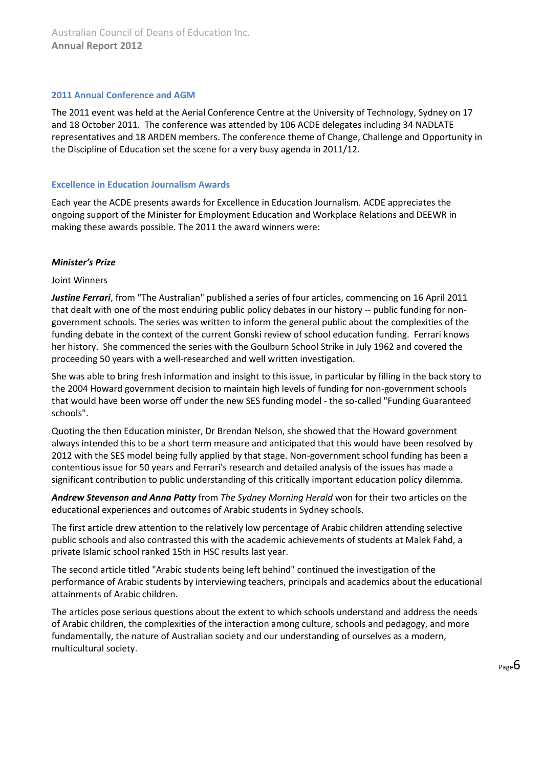## 2011 Annual Conference and AGM

The 2011 event was held at the Aerial Conference Centre at the University of Technology, Sydney on 17 and 18 October 2011. The conference was attended by 106 ACDE delegates including 34 NADLATE representatives and 18 ARDEN members. The conference theme of Change, Challenge and Opportunity in the Discipline of Education set the scene for a very busy agenda in 2011/12.

## Excellence in Education Journalism Awards

Each year the ACDE presents awards for Excellence in Education Journalism. ACDE appreciates the ongoing support of the Minister for Employment Education and Workplace Relations and DEEWR in making these awards possible. The 2011 the award winners were:

### *Minister's Prize*

Joint Winners

***Justine Ferrari***, from "The Australian" published a series of four articles, commencing on 16 April 2011 that dealt with one of the most enduring public policy debates in our history -- public funding for non-government schools. The series was written to inform the general public about the complexities of the funding debate in the context of the current Gonski review of school education funding. Ferrari knows her history. She commenced the series with the Goulburn School Strike in July 1962 and covered the proceeding 50 years with a well-researched and well written investigation.

She was able to bring fresh information and insight to this issue, in particular by filling in the back story to the 2004 Howard government decision to maintain high levels of funding for non-government schools that would have been worse off under the new SES funding model - the so-called "Funding Guaranteed schools".

Quoting the then Education minister, Dr Brendan Nelson, she showed that the Howard government always intended this to be a short term measure and anticipated that this would have been resolved by 2012 with the SES model being fully applied by that stage. Non-government school funding has been a contentious issue for 50 years and Ferrari's research and detailed analysis of the issues has made a significant contribution to public understanding of this critically important education policy dilemma.

***Andrew Stevenson and Anna Patty*** from *The Sydney Morning Herald* won for their two articles on the educational experiences and outcomes of Arabic students in Sydney schools.

The first article drew attention to the relatively low percentage of Arabic children attending selective public schools and also contrasted this with the academic achievements of students at Malek Fahd, a private Islamic school ranked 15th in HSC results last year.

The second article titled "Arabic students being left behind" continued the investigation of the performance of Arabic students by interviewing teachers, principals and academics about the educational attainments of Arabic children.

The articles pose serious questions about the extent to which schools understand and address the needs of Arabic children, the complexities of the interaction among culture, schools and pedagogy, and more fundamentally, the nature of Australian society and our understanding of ourselves as a modern, multicultural society.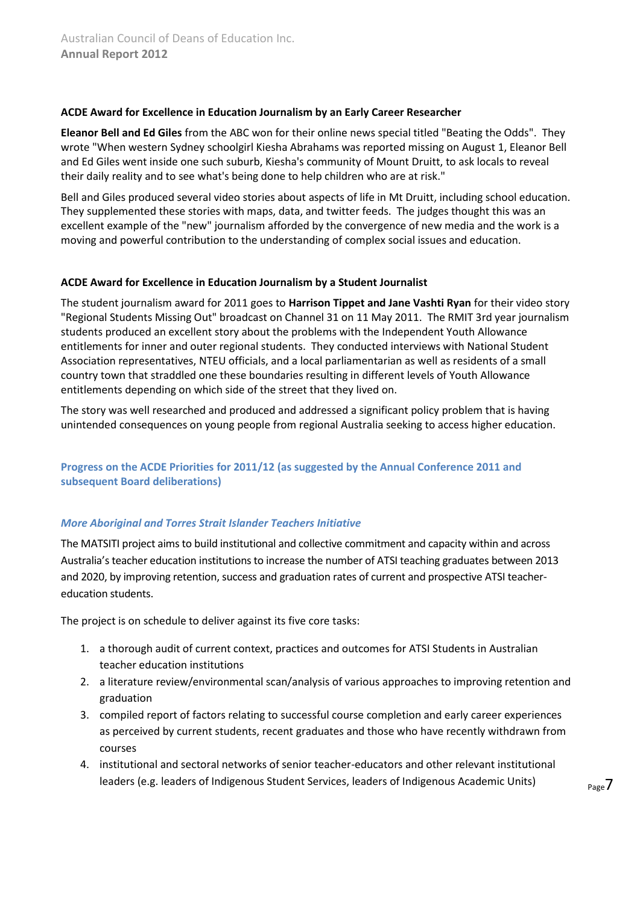### ACDE Award for Excellence in Education Journalism by an Early Career Researcher

**Eleanor Bell and Ed Giles** from the ABC won for their online news special titled "Beating the Odds". They wrote "When western Sydney schoolgirl Kiesha Abrahams was reported missing on August 1, Eleanor Bell and Ed Giles went inside one such suburb, Kiesha's community of Mount Druitt, to ask locals to reveal their daily reality and to see what's being done to help children who are at risk."

Bell and Giles produced several video stories about aspects of life in Mt Druitt, including school education. They supplemented these stories with maps, data, and twitter feeds. The judges thought this was an excellent example of the "new" journalism afforded by the convergence of new media and the work is a moving and powerful contribution to the understanding of complex social issues and education.

### ACDE Award for Excellence in Education Journalism by a Student Journalist

The student journalism award for 2011 goes to **Harrison Tippet and Jane Vashti Ryan** for their video story "Regional Students Missing Out" broadcast on Channel 31 on 11 May 2011. The RMIT 3rd year journalism students produced an excellent story about the problems with the Independent Youth Allowance entitlements for inner and outer regional students. They conducted interviews with National Student Association representatives, NTEU officials, and a local parliamentarian as well as residents of a small country town that straddled one these boundaries resulting in different levels of Youth Allowance entitlements depending on which side of the street that they lived on.

The story was well researched and produced and addressed a significant policy problem that is having unintended consequences on young people from regional Australia seeking to access higher education.

## Progress on the ACDE Priorities for 2011/12 (as suggested by the Annual Conference 2011 and subsequent Board deliberations)

### *More Aboriginal and Torres Strait Islander Teachers Initiative*

The MATSITI project aims to build institutional and collective commitment and capacity within and across Australia's teacher education institutions to increase the number of ATSI teaching graduates between 2013 and 2020, by improving retention, success and graduation rates of current and prospective ATSI teacher-education students.

The project is on schedule to deliver against its five core tasks:

1. a thorough audit of current context, practices and outcomes for ATSI Students in Australian teacher education institutions
2. a literature review/environmental scan/analysis of various approaches to improving retention and graduation
3. compiled report of factors relating to successful course completion and early career experiences as perceived by current students, recent graduates and those who have recently withdrawn from courses
4. institutional and sectoral networks of senior teacher-educators and other relevant institutional leaders (e.g. leaders of Indigenous Student Services, leaders of Indigenous Academic Units)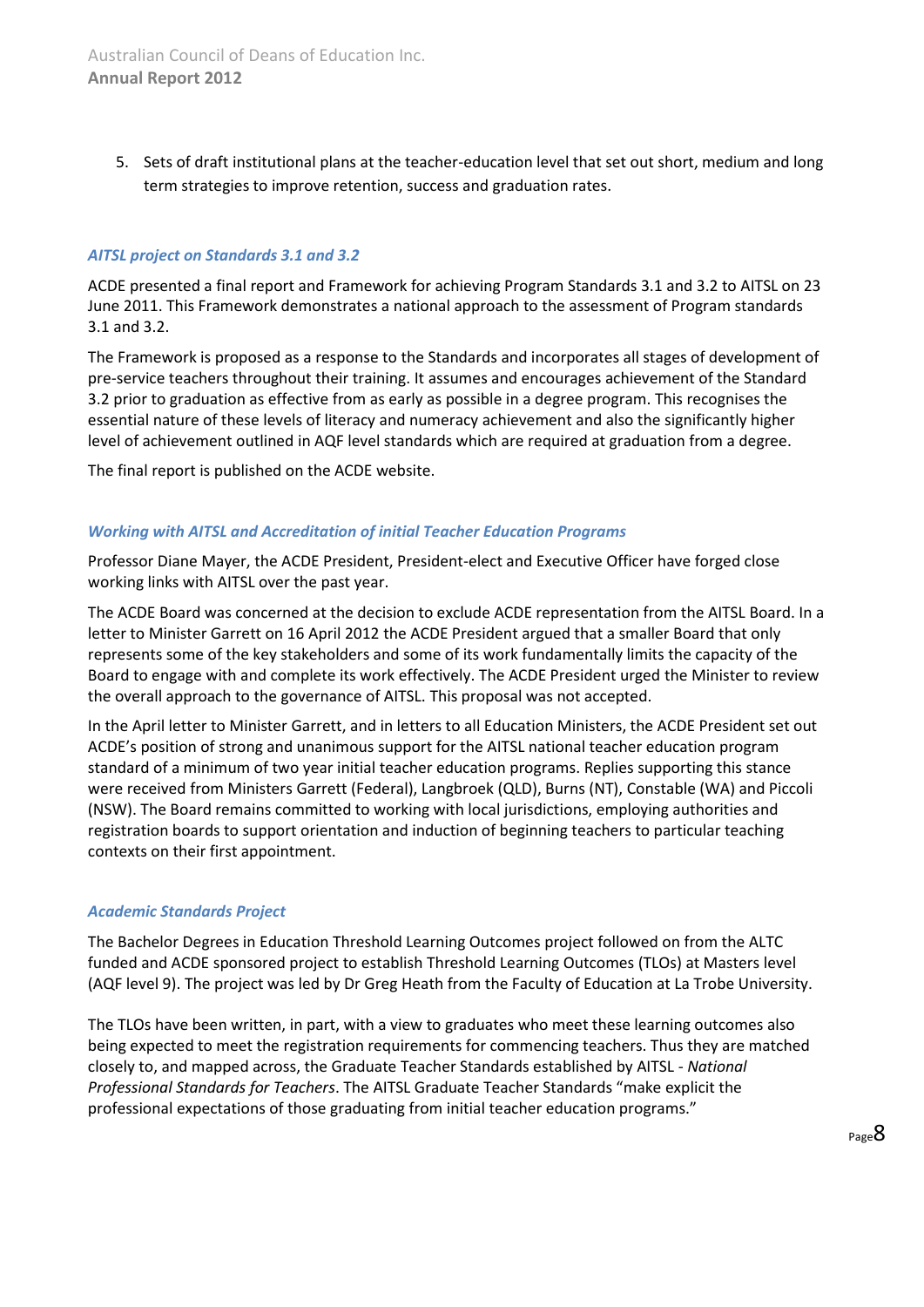5. Sets of draft institutional plans at the teacher-education level that set out short, medium and long term strategies to improve retention, success and graduation rates.

### *AITSL project on Standards 3.1 and 3.2*

ACDE presented a final report and Framework for achieving Program Standards 3.1 and 3.2 to AITSL on 23 June 2011. This Framework demonstrates a national approach to the assessment of Program standards 3.1 and 3.2.

The Framework is proposed as a response to the Standards and incorporates all stages of development of pre-service teachers throughout their training. It assumes and encourages achievement of the Standard 3.2 prior to graduation as effective from as early as possible in a degree program. This recognises the essential nature of these levels of literacy and numeracy achievement and also the significantly higher level of achievement outlined in AQF level standards which are required at graduation from a degree.

The final report is published on the ACDE website.

### *Working with AITSL and Accreditation of initial Teacher Education Programs*

Professor Diane Mayer, the ACDE President, President-elect and Executive Officer have forged close working links with AITSL over the past year.

The ACDE Board was concerned at the decision to exclude ACDE representation from the AITSL Board. In a letter to Minister Garrett on 16 April 2012 the ACDE President argued that a smaller Board that only represents some of the key stakeholders and some of its work fundamentally limits the capacity of the Board to engage with and complete its work effectively. The ACDE President urged the Minister to review the overall approach to the governance of AITSL. This proposal was not accepted.

In the April letter to Minister Garrett, and in letters to all Education Ministers, the ACDE President set out ACDE's position of strong and unanimous support for the AITSL national teacher education program standard of a minimum of two year initial teacher education programs. Replies supporting this stance were received from Ministers Garrett (Federal), Langbroek (QLD), Burns (NT), Constable (WA) and Piccoli (NSW). The Board remains committed to working with local jurisdictions, employing authorities and registration boards to support orientation and induction of beginning teachers to particular teaching contexts on their first appointment.

### *Academic Standards Project*

The Bachelor Degrees in Education Threshold Learning Outcomes project followed on from the ALTC funded and ACDE sponsored project to establish Threshold Learning Outcomes (TLOs) at Masters level (AQF level 9). The project was led by Dr Greg Heath from the Faculty of Education at La Trobe University.

The TLOs have been written, in part, with a view to graduates who meet these learning outcomes also being expected to meet the registration requirements for commencing teachers. Thus they are matched closely to, and mapped across, the Graduate Teacher Standards established by AITSL - *National Professional Standards for Teachers*. The AITSL Graduate Teacher Standards "make explicit the professional expectations of those graduating from initial teacher education programs."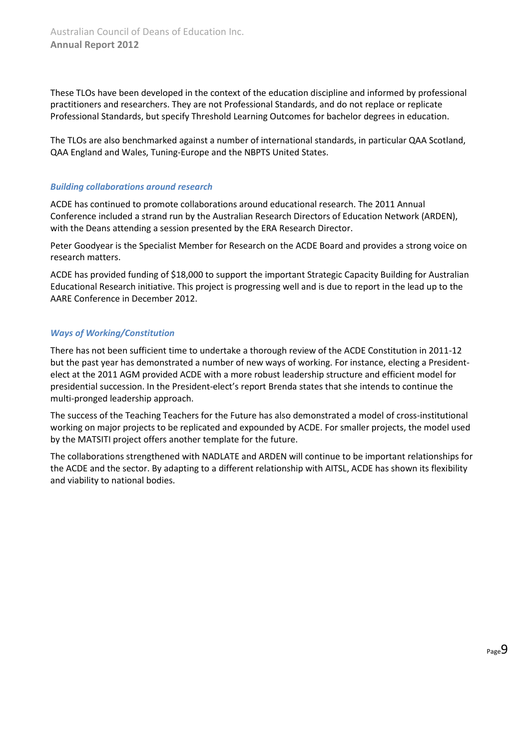These TLOs have been developed in the context of the education discipline and informed by professional practitioners and researchers. They are not Professional Standards, and do not replace or replicate Professional Standards, but specify Threshold Learning Outcomes for bachelor degrees in education.

The TLOs are also benchmarked against a number of international standards, in particular QAA Scotland, QAA England and Wales, Tuning-Europe and the NBPTS United States.

### *Building collaborations around research*

ACDE has continued to promote collaborations around educational research. The 2011 Annual Conference included a strand run by the Australian Research Directors of Education Network (ARDEN), with the Deans attending a session presented by the ERA Research Director.

Peter Goodyear is the Specialist Member for Research on the ACDE Board and provides a strong voice on research matters.

ACDE has provided funding of $18,000 to support the important Strategic Capacity Building for Australian Educational Research initiative. This project is progressing well and is due to report in the lead up to the AARE Conference in December 2012.

### *Ways of Working/Constitution*

There has not been sufficient time to undertake a thorough review of the ACDE Constitution in 2011-12 but the past year has demonstrated a number of new ways of working. For instance, electing a President-elect at the 2011 AGM provided ACDE with a more robust leadership structure and efficient model for presidential succession. In the President-elect's report Brenda states that she intends to continue the multi-pronged leadership approach.

The success of the Teaching Teachers for the Future has also demonstrated a model of cross-institutional working on major projects to be replicated and expounded by ACDE. For smaller projects, the model used by the MATSITI project offers another template for the future.

The collaborations strengthened with NADLATE and ARDEN will continue to be important relationships for the ACDE and the sector. By adapting to a different relationship with AITSL, ACDE has shown its flexibility and viability to national bodies.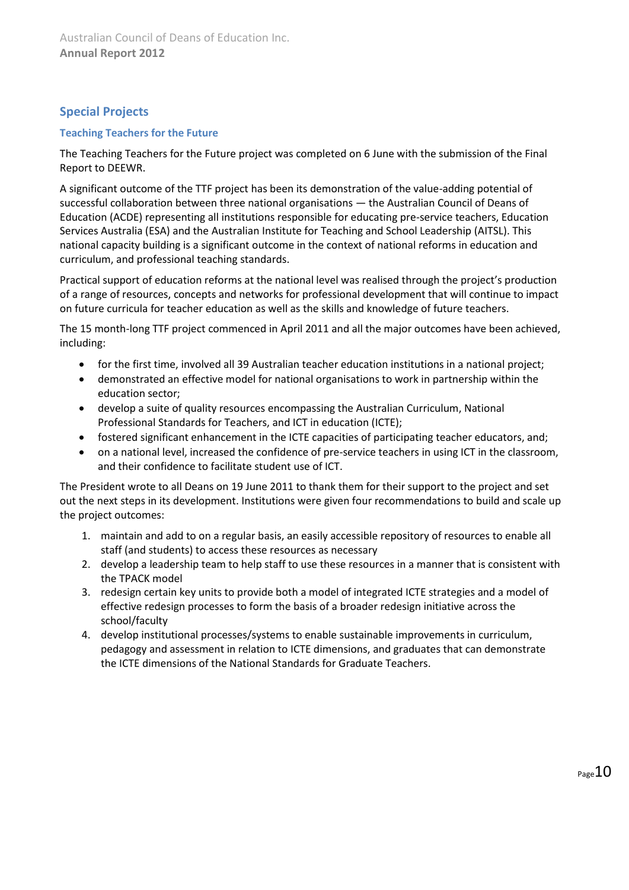## Special Projects

### Teaching Teachers for the Future

The Teaching Teachers for the Future project was completed on 6 June with the submission of the Final Report to DEEWR.

A significant outcome of the TTF project has been its demonstration of the value-adding potential of successful collaboration between three national organisations — the Australian Council of Deans of Education (ACDE) representing all institutions responsible for educating pre-service teachers, Education Services Australia (ESA) and the Australian Institute for Teaching and School Leadership (AITSL). This national capacity building is a significant outcome in the context of national reforms in education and curriculum, and professional teaching standards.

Practical support of education reforms at the national level was realised through the project's production of a range of resources, concepts and networks for professional development that will continue to impact on future curricula for teacher education as well as the skills and knowledge of future teachers.

The 15 month-long TTF project commenced in April 2011 and all the major outcomes have been achieved, including:

- for the first time, involved all 39 Australian teacher education institutions in a national project;
- demonstrated an effective model for national organisations to work in partnership within the education sector;
- develop a suite of quality resources encompassing the Australian Curriculum, National Professional Standards for Teachers, and ICT in education (ICTE);
- fostered significant enhancement in the ICTE capacities of participating teacher educators, and;
- on a national level, increased the confidence of pre-service teachers in using ICT in the classroom, and their confidence to facilitate student use of ICT.

The President wrote to all Deans on 19 June 2011 to thank them for their support to the project and set out the next steps in its development. Institutions were given four recommendations to build and scale up the project outcomes:

1. maintain and add to on a regular basis, an easily accessible repository of resources to enable all staff (and students) to access these resources as necessary
2. develop a leadership team to help staff to use these resources in a manner that is consistent with the TPACK model
3. redesign certain key units to provide both a model of integrated ICTE strategies and a model of effective redesign processes to form the basis of a broader redesign initiative across the school/faculty
4. develop institutional processes/systems to enable sustainable improvements in curriculum, pedagogy and assessment in relation to ICTE dimensions, and graduates that can demonstrate the ICTE dimensions of the National Standards for Graduate Teachers.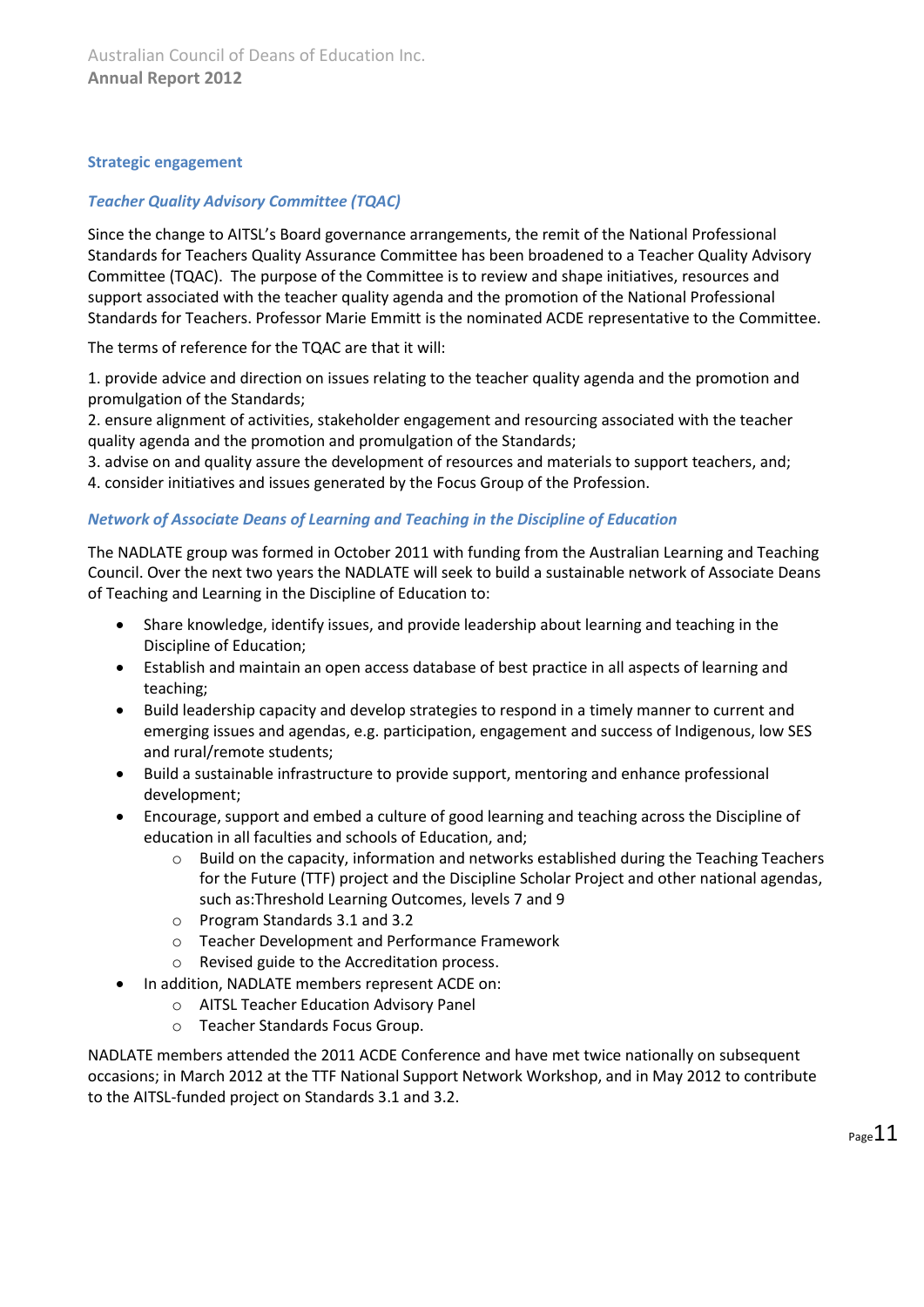## Strategic engagement

### *Teacher Quality Advisory Committee (TQAC)*

Since the change to AITSL's Board governance arrangements, the remit of the National Professional Standards for Teachers Quality Assurance Committee has been broadened to a Teacher Quality Advisory Committee (TQAC). The purpose of the Committee is to review and shape initiatives, resources and support associated with the teacher quality agenda and the promotion of the National Professional Standards for Teachers. Professor Marie Emmitt is the nominated ACDE representative to the Committee.

The terms of reference for the TQAC are that it will:

1. provide advice and direction on issues relating to the teacher quality agenda and the promotion and promulgation of the Standards;
2. ensure alignment of activities, stakeholder engagement and resourcing associated with the teacher quality agenda and the promotion and promulgation of the Standards;
3. advise on and quality assure the development of resources and materials to support teachers, and;
4. consider initiatives and issues generated by the Focus Group of the Profession.

### *Network of Associate Deans of Learning and Teaching in the Discipline of Education*

The NADLATE group was formed in October 2011 with funding from the Australian Learning and Teaching Council. Over the next two years the NADLATE will seek to build a sustainable network of Associate Deans of Teaching and Learning in the Discipline of Education to:

- Share knowledge, identify issues, and provide leadership about learning and teaching in the Discipline of Education;
- Establish and maintain an open access database of best practice in all aspects of learning and teaching;
- Build leadership capacity and develop strategies to respond in a timely manner to current and emerging issues and agendas, e.g. participation, engagement and success of Indigenous, low SES and rural/remote students;
- Build a sustainable infrastructure to provide support, mentoring and enhance professional development;
- Encourage, support and embed a culture of good learning and teaching across the Discipline of education in all faculties and schools of Education, and;
  - Build on the capacity, information and networks established during the Teaching Teachers for the Future (TTF) project and the Discipline Scholar Project and other national agendas, such as:Threshold Learning Outcomes, levels 7 and 9
  - Program Standards 3.1 and 3.2
  - Teacher Development and Performance Framework
  - Revised guide to the Accreditation process.
- In addition, NADLATE members represent ACDE on:
  - AITSL Teacher Education Advisory Panel
  - Teacher Standards Focus Group.

NADLATE members attended the 2011 ACDE Conference and have met twice nationally on subsequent occasions; in March 2012 at the TTF National Support Network Workshop, and in May 2012 to contribute to the AITSL-funded project on Standards 3.1 and 3.2.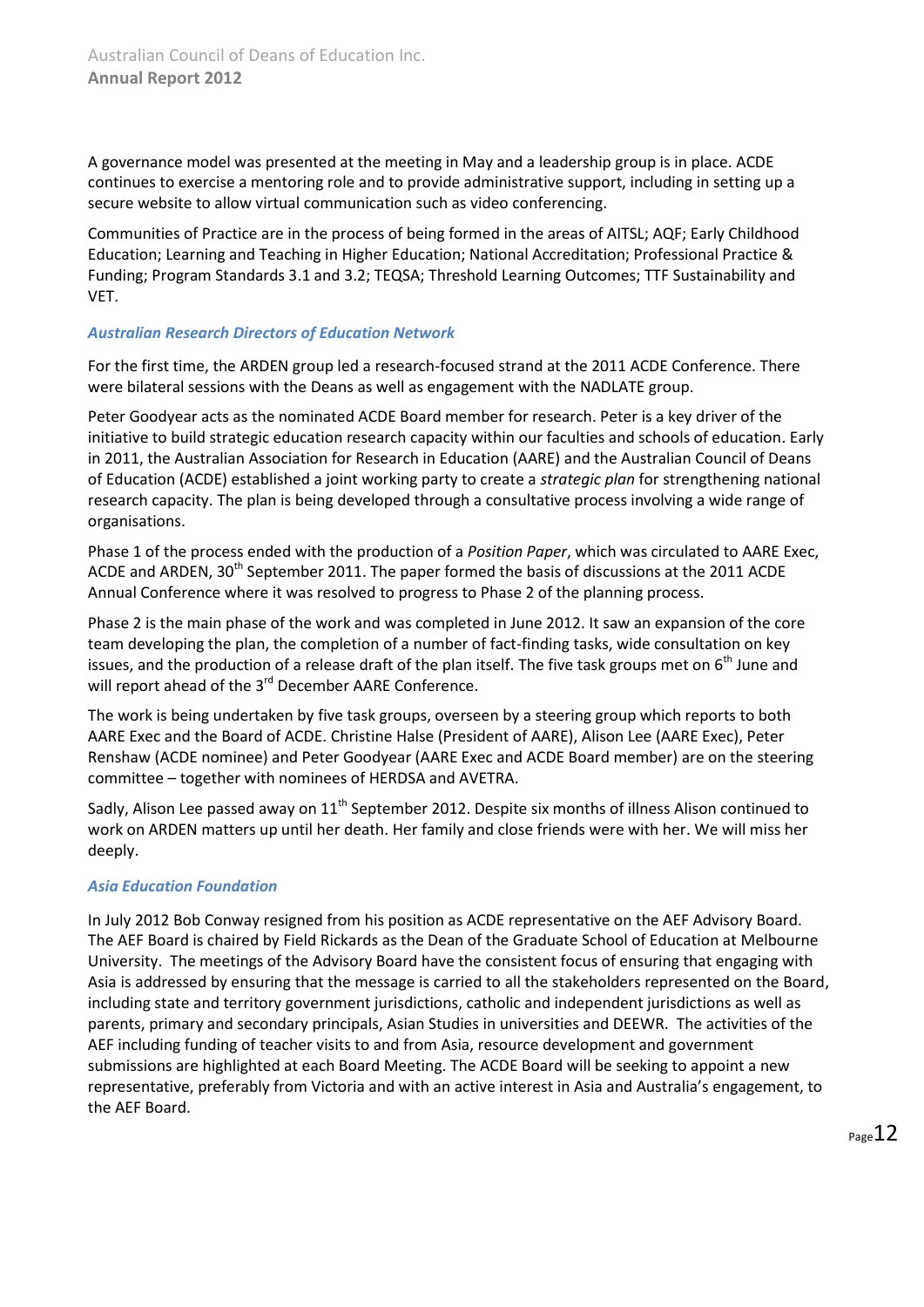A governance model was presented at the meeting in May and a leadership group is in place. ACDE continues to exercise a mentoring role and to provide administrative support, including in setting up a secure website to allow virtual communication such as video conferencing.

Communities of Practice are in the process of being formed in the areas of AITSL; AQF; Early Childhood Education; Learning and Teaching in Higher Education; National Accreditation; Professional Practice & Funding; Program Standards 3.1 and 3.2; TEQSA; Threshold Learning Outcomes; TTF Sustainability and VET.

### *Australian Research Directors of Education Network*

For the first time, the ARDEN group led a research-focused strand at the 2011 ACDE Conference. There were bilateral sessions with the Deans as well as engagement with the NADLATE group.

Peter Goodyear acts as the nominated ACDE Board member for research. Peter is a key driver of the initiative to build strategic education research capacity within our faculties and schools of education. Early in 2011, the Australian Association for Research in Education (AARE) and the Australian Council of Deans of Education (ACDE) established a joint working party to create a *strategic plan* for strengthening national research capacity. The plan is being developed through a consultative process involving a wide range of organisations.

Phase 1 of the process ended with the production of a *Position Paper*, which was circulated to AARE Exec, ACDE and ARDEN, 30th September 2011. The paper formed the basis of discussions at the 2011 ACDE Annual Conference where it was resolved to progress to Phase 2 of the planning process.

Phase 2 is the main phase of the work and was completed in June 2012. It saw an expansion of the core team developing the plan, the completion of a number of fact-finding tasks, wide consultation on key issues, and the production of a release draft of the plan itself. The five task groups met on 6th June and will report ahead of the 3rd December AARE Conference.

The work is being undertaken by five task groups, overseen by a steering group which reports to both AARE Exec and the Board of ACDE. Christine Halse (President of AARE), Alison Lee (AARE Exec), Peter Renshaw (ACDE nominee) and Peter Goodyear (AARE Exec and ACDE Board member) are on the steering committee – together with nominees of HERDSA and AVETRA.

Sadly, Alison Lee passed away on 11th September 2012. Despite six months of illness Alison continued to work on ARDEN matters up until her death. Her family and close friends were with her. We will miss her deeply.

### *Asia Education Foundation*

In July 2012 Bob Conway resigned from his position as ACDE representative on the AEF Advisory Board. The AEF Board is chaired by Field Rickards as the Dean of the Graduate School of Education at Melbourne University. The meetings of the Advisory Board have the consistent focus of ensuring that engaging with Asia is addressed by ensuring that the message is carried to all the stakeholders represented on the Board, including state and territory government jurisdictions, catholic and independent jurisdictions as well as parents, primary and secondary principals, Asian Studies in universities and DEEWR. The activities of the AEF including funding of teacher visits to and from Asia, resource development and government submissions are highlighted at each Board Meeting. The ACDE Board will be seeking to appoint a new representative, preferably from Victoria and with an active interest in Asia and Australia's engagement, to the AEF Board.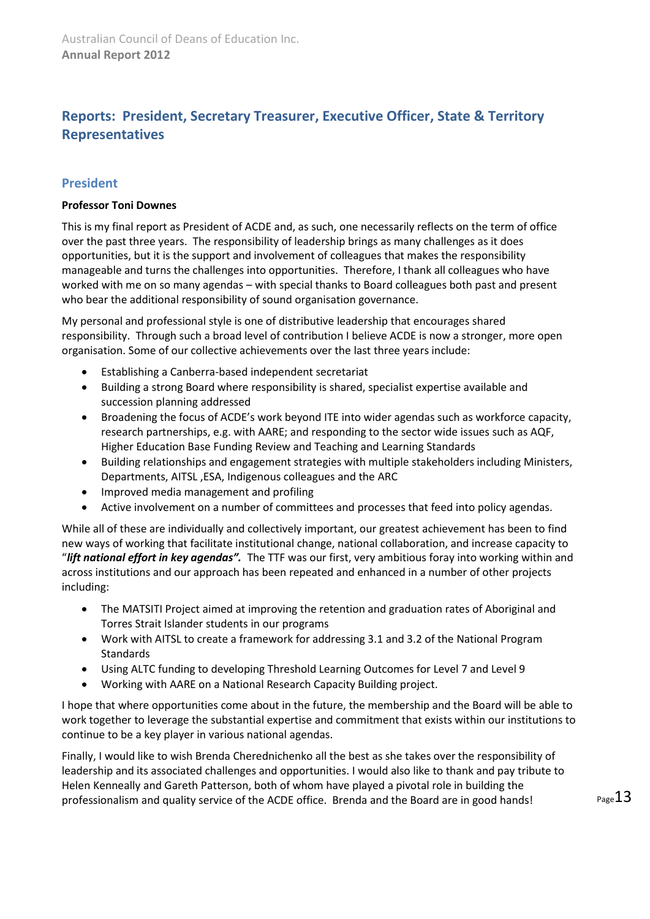## Reports: President, Secretary Treasurer, Executive Officer, State & Territory Representatives

### President

**Professor Toni Downes**

This is my final report as President of ACDE and, as such, one necessarily reflects on the term of office over the past three years. The responsibility of leadership brings as many challenges as it does opportunities, but it is the support and involvement of colleagues that makes the responsibility manageable and turns the challenges into opportunities. Therefore, I thank all colleagues who have worked with me on so many agendas – with special thanks to Board colleagues both past and present who bear the additional responsibility of sound organisation governance.

My personal and professional style is one of distributive leadership that encourages shared responsibility. Through such a broad level of contribution I believe ACDE is now a stronger, more open organisation. Some of our collective achievements over the last three years include:

- Establishing a Canberra-based independent secretariat
- Building a strong Board where responsibility is shared, specialist expertise available and succession planning addressed
- Broadening the focus of ACDE's work beyond ITE into wider agendas such as workforce capacity, research partnerships, e.g. with AARE; and responding to the sector wide issues such as AQF, Higher Education Base Funding Review and Teaching and Learning Standards
- Building relationships and engagement strategies with multiple stakeholders including Ministers, Departments, AITSL ,ESA, Indigenous colleagues and the ARC
- Improved media management and profiling
- Active involvement on a number of committees and processes that feed into policy agendas.

While all of these are individually and collectively important, our greatest achievement has been to find new ways of working that facilitate institutional change, national collaboration, and increase capacity to "***lift national effort in key agendas".*** The TTF was our first, very ambitious foray into working within and across institutions and our approach has been repeated and enhanced in a number of other projects including:

- The MATSITI Project aimed at improving the retention and graduation rates of Aboriginal and Torres Strait Islander students in our programs
- Work with AITSL to create a framework for addressing 3.1 and 3.2 of the National Program Standards
- Using ALTC funding to developing Threshold Learning Outcomes for Level 7 and Level 9
- Working with AARE on a National Research Capacity Building project.

I hope that where opportunities come about in the future, the membership and the Board will be able to work together to leverage the substantial expertise and commitment that exists within our institutions to continue to be a key player in various national agendas.

Finally, I would like to wish Brenda Cherednichenko all the best as she takes over the responsibility of leadership and its associated challenges and opportunities. I would also like to thank and pay tribute to Helen Kenneally and Gareth Patterson, both of whom have played a pivotal role in building the professionalism and quality service of the ACDE office. Brenda and the Board are in good hands!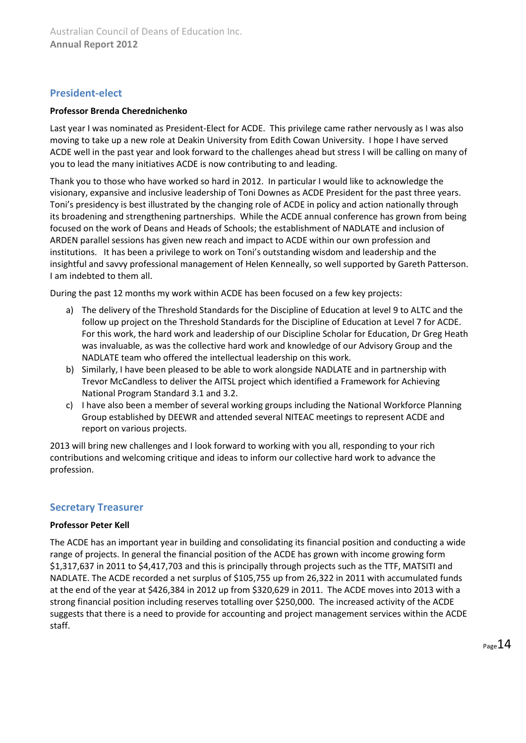## President-elect

**Professor Brenda Cherednichenko**

Last year I was nominated as President-Elect for ACDE. This privilege came rather nervously as I was also moving to take up a new role at Deakin University from Edith Cowan University. I hope I have served ACDE well in the past year and look forward to the challenges ahead but stress I will be calling on many of you to lead the many initiatives ACDE is now contributing to and leading.

Thank you to those who have worked so hard in 2012. In particular I would like to acknowledge the visionary, expansive and inclusive leadership of Toni Downes as ACDE President for the past three years. Toni's presidency is best illustrated by the changing role of ACDE in policy and action nationally through its broadening and strengthening partnerships. While the ACDE annual conference has grown from being focused on the work of Deans and Heads of Schools; the establishment of NADLATE and inclusion of ARDEN parallel sessions has given new reach and impact to ACDE within our own profession and institutions. It has been a privilege to work on Toni's outstanding wisdom and leadership and the insightful and savvy professional management of Helen Kenneally, so well supported by Gareth Patterson. I am indebted to them all.

During the past 12 months my work within ACDE has been focused on a few key projects:

a) The delivery of the Threshold Standards for the Discipline of Education at level 9 to ALTC and the follow up project on the Threshold Standards for the Discipline of Education at Level 7 for ACDE. For this work, the hard work and leadership of our Discipline Scholar for Education, Dr Greg Heath was invaluable, as was the collective hard work and knowledge of our Advisory Group and the NADLATE team who offered the intellectual leadership on this work.
b) Similarly, I have been pleased to be able to work alongside NADLATE and in partnership with Trevor McCandless to deliver the AITSL project which identified a Framework for Achieving National Program Standard 3.1 and 3.2.
c) I have also been a member of several working groups including the National Workforce Planning Group established by DEEWR and attended several NITEAC meetings to represent ACDE and report on various projects.

2013 will bring new challenges and I look forward to working with you all, responding to your rich contributions and welcoming critique and ideas to inform our collective hard work to advance the profession.

## Secretary Treasurer

**Professor Peter Kell**

The ACDE has an important year in building and consolidating its financial position and conducting a wide range of projects. In general the financial position of the ACDE has grown with income growing form $1,317,637 in 2011 to $4,417,703 and this is principally through projects such as the TTF, MATSITI and NADLATE. The ACDE recorded a net surplus of $105,755 up from 26,322 in 2011 with accumulated funds at the end of the year at $426,384 in 2012 up from $320,629 in 2011. The ACDE moves into 2013 with a strong financial position including reserves totalling over $250,000. The increased activity of the ACDE suggests that there is a need to provide for accounting and project management services within the ACDE staff.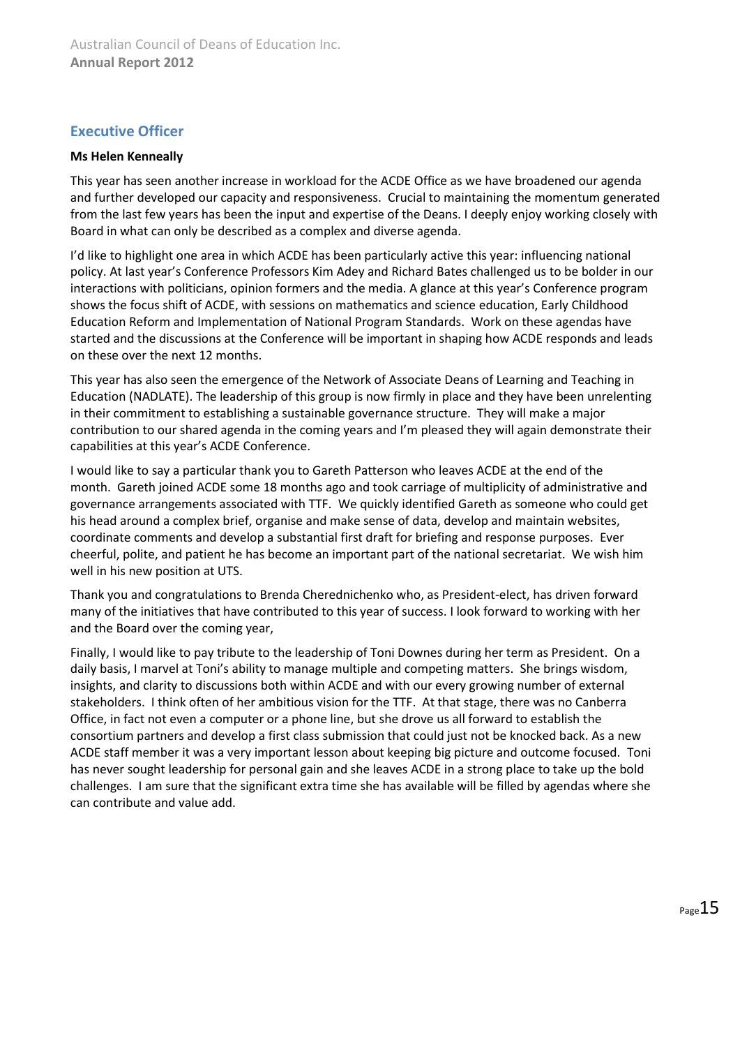## Executive Officer

**Ms Helen Kenneally**

This year has seen another increase in workload for the ACDE Office as we have broadened our agenda and further developed our capacity and responsiveness. Crucial to maintaining the momentum generated from the last few years has been the input and expertise of the Deans. I deeply enjoy working closely with Board in what can only be described as a complex and diverse agenda.

I'd like to highlight one area in which ACDE has been particularly active this year: influencing national policy. At last year's Conference Professors Kim Adey and Richard Bates challenged us to be bolder in our interactions with politicians, opinion formers and the media. A glance at this year's Conference program shows the focus shift of ACDE, with sessions on mathematics and science education, Early Childhood Education Reform and Implementation of National Program Standards. Work on these agendas have started and the discussions at the Conference will be important in shaping how ACDE responds and leads on these over the next 12 months.

This year has also seen the emergence of the Network of Associate Deans of Learning and Teaching in Education (NADLATE). The leadership of this group is now firmly in place and they have been unrelenting in their commitment to establishing a sustainable governance structure. They will make a major contribution to our shared agenda in the coming years and I'm pleased they will again demonstrate their capabilities at this year's ACDE Conference.

I would like to say a particular thank you to Gareth Patterson who leaves ACDE at the end of the month. Gareth joined ACDE some 18 months ago and took carriage of multiplicity of administrative and governance arrangements associated with TTF. We quickly identified Gareth as someone who could get his head around a complex brief, organise and make sense of data, develop and maintain websites, coordinate comments and develop a substantial first draft for briefing and response purposes. Ever cheerful, polite, and patient he has become an important part of the national secretariat. We wish him well in his new position at UTS.

Thank you and congratulations to Brenda Cherednichenko who, as President-elect, has driven forward many of the initiatives that have contributed to this year of success. I look forward to working with her and the Board over the coming year,

Finally, I would like to pay tribute to the leadership of Toni Downes during her term as President. On a daily basis, I marvel at Toni's ability to manage multiple and competing matters. She brings wisdom, insights, and clarity to discussions both within ACDE and with our every growing number of external stakeholders. I think often of her ambitious vision for the TTF. At that stage, there was no Canberra Office, in fact not even a computer or a phone line, but she drove us all forward to establish the consortium partners and develop a first class submission that could just not be knocked back. As a new ACDE staff member it was a very important lesson about keeping big picture and outcome focused. Toni has never sought leadership for personal gain and she leaves ACDE in a strong place to take up the bold challenges. I am sure that the significant extra time she has available will be filled by agendas where she can contribute and value add.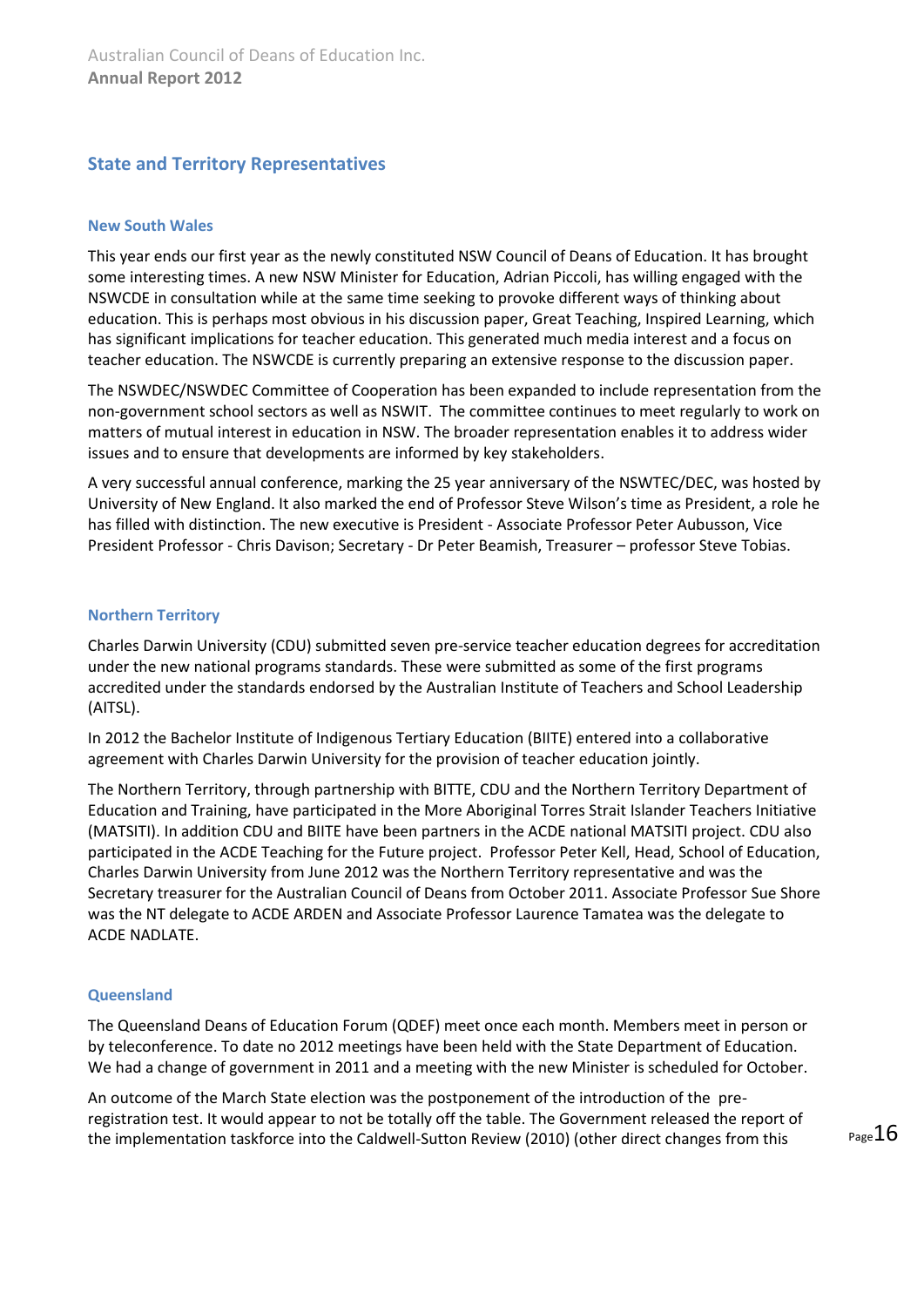## State and Territory Representatives

### New South Wales

This year ends our first year as the newly constituted NSW Council of Deans of Education. It has brought some interesting times. A new NSW Minister for Education, Adrian Piccoli, has willing engaged with the NSWCDE in consultation while at the same time seeking to provoke different ways of thinking about education. This is perhaps most obvious in his discussion paper, Great Teaching, Inspired Learning, which has significant implications for teacher education. This generated much media interest and a focus on teacher education. The NSWCDE is currently preparing an extensive response to the discussion paper.

The NSWDEC/NSWDEC Committee of Cooperation has been expanded to include representation from the non-government school sectors as well as NSWIT. The committee continues to meet regularly to work on matters of mutual interest in education in NSW. The broader representation enables it to address wider issues and to ensure that developments are informed by key stakeholders.

A very successful annual conference, marking the 25 year anniversary of the NSWTEC/DEC, was hosted by University of New England. It also marked the end of Professor Steve Wilson's time as President, a role he has filled with distinction. The new executive is President - Associate Professor Peter Aubusson, Vice President Professor - Chris Davison; Secretary - Dr Peter Beamish, Treasurer – professor Steve Tobias.

### Northern Territory

Charles Darwin University (CDU) submitted seven pre-service teacher education degrees for accreditation under the new national programs standards. These were submitted as some of the first programs accredited under the standards endorsed by the Australian Institute of Teachers and School Leadership (AITSL).

In 2012 the Bachelor Institute of Indigenous Tertiary Education (BIITE) entered into a collaborative agreement with Charles Darwin University for the provision of teacher education jointly.

The Northern Territory, through partnership with BITTE, CDU and the Northern Territory Department of Education and Training, have participated in the More Aboriginal Torres Strait Islander Teachers Initiative (MATSITI). In addition CDU and BIITE have been partners in the ACDE national MATSITI project. CDU also participated in the ACDE Teaching for the Future project. Professor Peter Kell, Head, School of Education, Charles Darwin University from June 2012 was the Northern Territory representative and was the Secretary treasurer for the Australian Council of Deans from October 2011. Associate Professor Sue Shore was the NT delegate to ACDE ARDEN and Associate Professor Laurence Tamatea was the delegate to ACDE NADLATE.

### Queensland

The Queensland Deans of Education Forum (QDEF) meet once each month. Members meet in person or by teleconference. To date no 2012 meetings have been held with the State Department of Education. We had a change of government in 2011 and a meeting with the new Minister is scheduled for October.

An outcome of the March State election was the postponement of the introduction of the pre-registration test. It would appear to not be totally off the table. The Government released the report of the implementation taskforce into the Caldwell-Sutton Review (2010) (other direct changes from this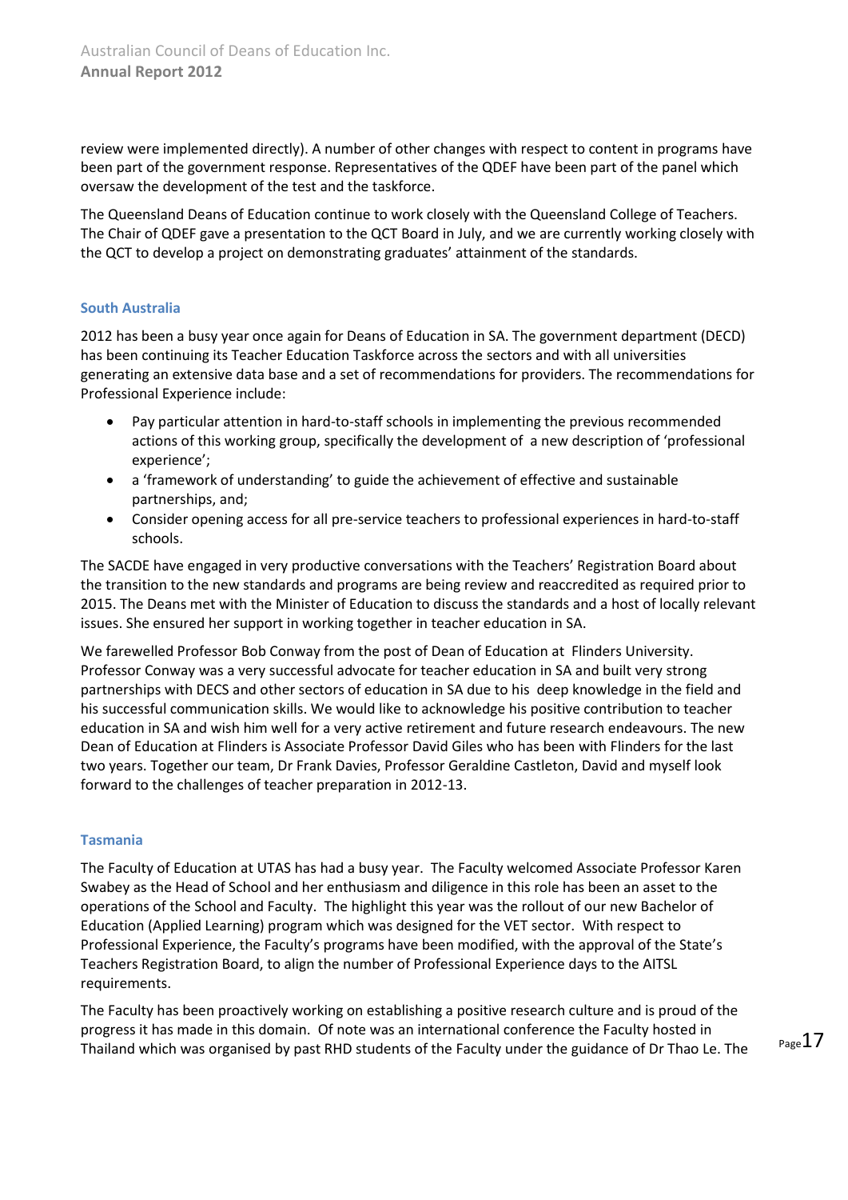review were implemented directly). A number of other changes with respect to content in programs have been part of the government response. Representatives of the QDEF have been part of the panel which oversaw the development of the test and the taskforce.

The Queensland Deans of Education continue to work closely with the Queensland College of Teachers. The Chair of QDEF gave a presentation to the QCT Board in July, and we are currently working closely with the QCT to develop a project on demonstrating graduates' attainment of the standards.

### South Australia

2012 has been a busy year once again for Deans of Education in SA. The government department (DECD) has been continuing its Teacher Education Taskforce across the sectors and with all universities generating an extensive data base and a set of recommendations for providers. The recommendations for Professional Experience include:

- Pay particular attention in hard-to-staff schools in implementing the previous recommended actions of this working group, specifically the development of a new description of 'professional experience';
- a 'framework of understanding' to guide the achievement of effective and sustainable partnerships, and;
- Consider opening access for all pre-service teachers to professional experiences in hard-to-staff schools.

The SACDE have engaged in very productive conversations with the Teachers' Registration Board about the transition to the new standards and programs are being review and reaccredited as required prior to 2015. The Deans met with the Minister of Education to discuss the standards and a host of locally relevant issues. She ensured her support in working together in teacher education in SA.

We farewelled Professor Bob Conway from the post of Dean of Education at Flinders University. Professor Conway was a very successful advocate for teacher education in SA and built very strong partnerships with DECS and other sectors of education in SA due to his deep knowledge in the field and his successful communication skills. We would like to acknowledge his positive contribution to teacher education in SA and wish him well for a very active retirement and future research endeavours. The new Dean of Education at Flinders is Associate Professor David Giles who has been with Flinders for the last two years. Together our team, Dr Frank Davies, Professor Geraldine Castleton, David and myself look forward to the challenges of teacher preparation in 2012-13.

### Tasmania

The Faculty of Education at UTAS has had a busy year. The Faculty welcomed Associate Professor Karen Swabey as the Head of School and her enthusiasm and diligence in this role has been an asset to the operations of the School and Faculty. The highlight this year was the rollout of our new Bachelor of Education (Applied Learning) program which was designed for the VET sector. With respect to Professional Experience, the Faculty's programs have been modified, with the approval of the State's Teachers Registration Board, to align the number of Professional Experience days to the AITSL requirements.

The Faculty has been proactively working on establishing a positive research culture and is proud of the progress it has made in this domain. Of note was an international conference the Faculty hosted in Thailand which was organised by past RHD students of the Faculty under the guidance of Dr Thao Le. The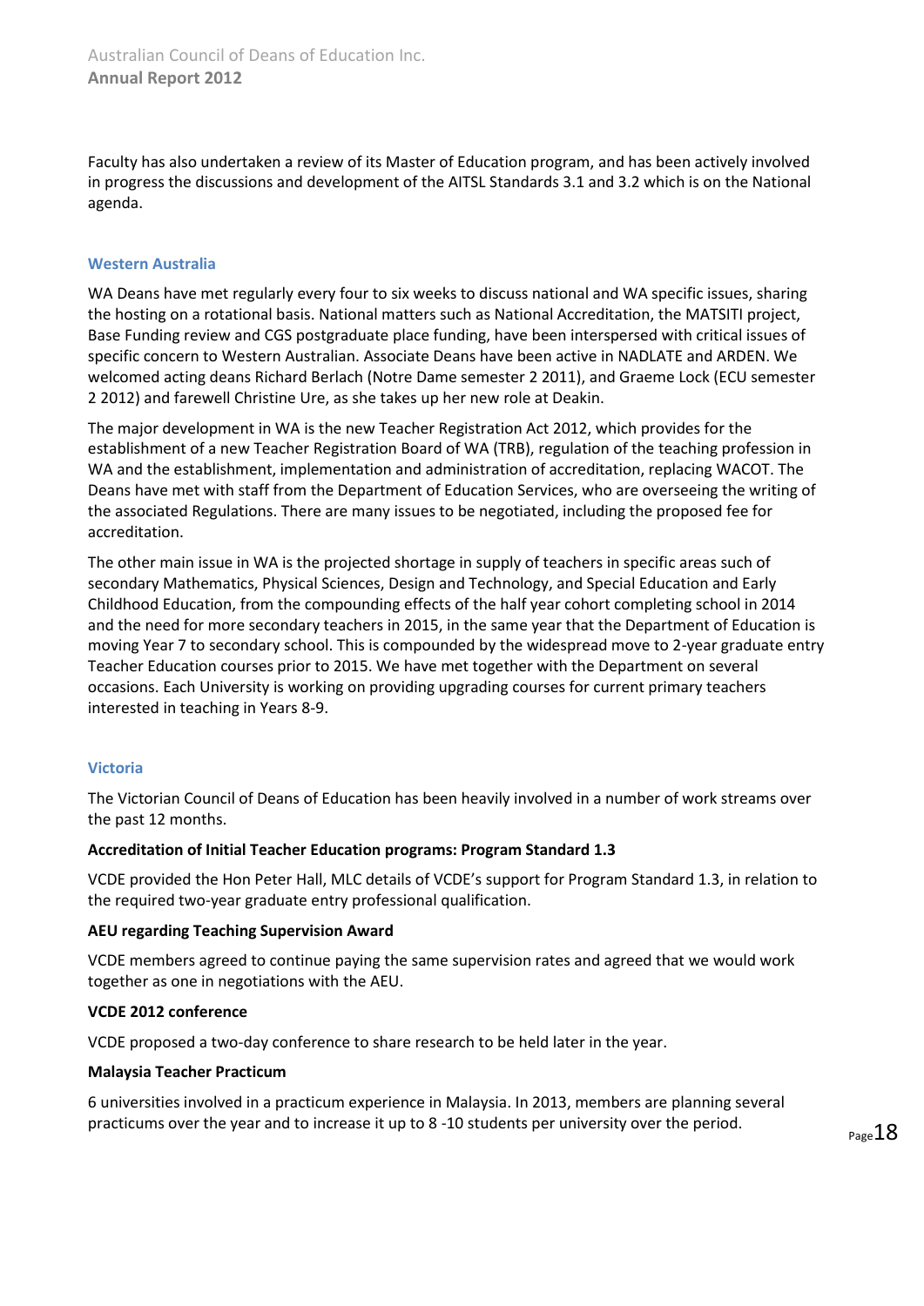Faculty has also undertaken a review of its Master of Education program, and has been actively involved in progress the discussions and development of the AITSL Standards 3.1 and 3.2 which is on the National agenda.

### Western Australia

WA Deans have met regularly every four to six weeks to discuss national and WA specific issues, sharing the hosting on a rotational basis. National matters such as National Accreditation, the MATSITI project, Base Funding review and CGS postgraduate place funding, have been interspersed with critical issues of specific concern to Western Australian. Associate Deans have been active in NADLATE and ARDEN. We welcomed acting deans Richard Berlach (Notre Dame semester 2 2011), and Graeme Lock (ECU semester 2 2012) and farewell Christine Ure, as she takes up her new role at Deakin.

The major development in WA is the new Teacher Registration Act 2012, which provides for the establishment of a new Teacher Registration Board of WA (TRB), regulation of the teaching profession in WA and the establishment, implementation and administration of accreditation, replacing WACOT. The Deans have met with staff from the Department of Education Services, who are overseeing the writing of the associated Regulations. There are many issues to be negotiated, including the proposed fee for accreditation.

The other main issue in WA is the projected shortage in supply of teachers in specific areas such of secondary Mathematics, Physical Sciences, Design and Technology, and Special Education and Early Childhood Education, from the compounding effects of the half year cohort completing school in 2014 and the need for more secondary teachers in 2015, in the same year that the Department of Education is moving Year 7 to secondary school. This is compounded by the widespread move to 2-year graduate entry Teacher Education courses prior to 2015. We have met together with the Department on several occasions. Each University is working on providing upgrading courses for current primary teachers interested in teaching in Years 8-9.

### Victoria

The Victorian Council of Deans of Education has been heavily involved in a number of work streams over the past 12 months.

**Accreditation of Initial Teacher Education programs: Program Standard 1.3**

VCDE provided the Hon Peter Hall, MLC details of VCDE's support for Program Standard 1.3, in relation to the required two-year graduate entry professional qualification.

**AEU regarding Teaching Supervision Award**

VCDE members agreed to continue paying the same supervision rates and agreed that we would work together as one in negotiations with the AEU.

**VCDE 2012 conference**

VCDE proposed a two-day conference to share research to be held later in the year.

**Malaysia Teacher Practicum**

6 universities involved in a practicum experience in Malaysia. In 2013, members are planning several practicums over the year and to increase it up to 8 -10 students per university over the period.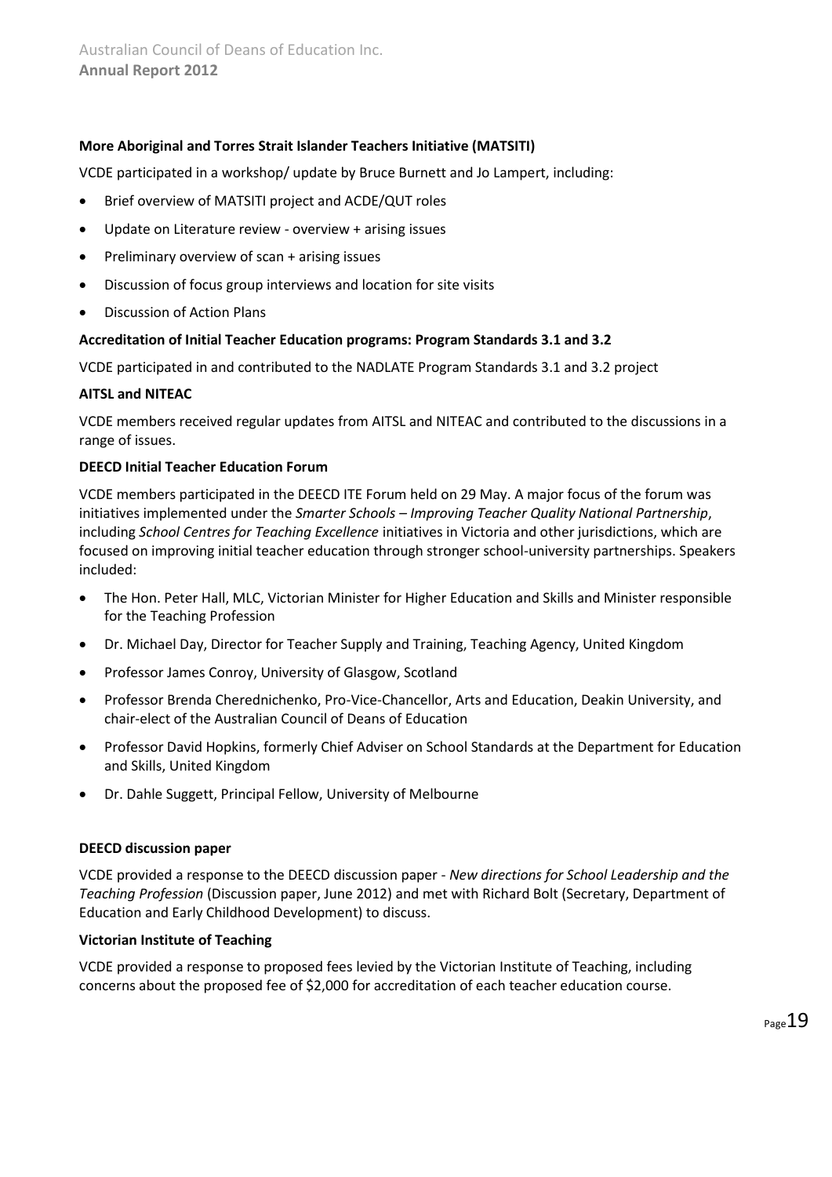**More Aboriginal and Torres Strait Islander Teachers Initiative (MATSITI)**

VCDE participated in a workshop/ update by Bruce Burnett and Jo Lampert, including:

- Brief overview of MATSITI project and ACDE/QUT roles
- Update on Literature review - overview + arising issues
- Preliminary overview of scan + arising issues
- Discussion of focus group interviews and location for site visits
- Discussion of Action Plans

**Accreditation of Initial Teacher Education programs: Program Standards 3.1 and 3.2**

VCDE participated in and contributed to the NADLATE Program Standards 3.1 and 3.2 project

**AITSL and NITEAC**

VCDE members received regular updates from AITSL and NITEAC and contributed to the discussions in a range of issues.

**DEECD Initial Teacher Education Forum**

VCDE members participated in the DEECD ITE Forum held on 29 May. A major focus of the forum was initiatives implemented under the *Smarter Schools – Improving Teacher Quality National Partnership*, including *School Centres for Teaching Excellence* initiatives in Victoria and other jurisdictions, which are focused on improving initial teacher education through stronger school-university partnerships. Speakers included:

- The Hon. Peter Hall, MLC, Victorian Minister for Higher Education and Skills and Minister responsible for the Teaching Profession
- Dr. Michael Day, Director for Teacher Supply and Training, Teaching Agency, United Kingdom
- Professor James Conroy, University of Glasgow, Scotland
- Professor Brenda Cherednichenko, Pro-Vice-Chancellor, Arts and Education, Deakin University, and chair-elect of the Australian Council of Deans of Education
- Professor David Hopkins, formerly Chief Adviser on School Standards at the Department for Education and Skills, United Kingdom
- Dr. Dahle Suggett, Principal Fellow, University of Melbourne

**DEECD discussion paper**

VCDE provided a response to the DEECD discussion paper - *New directions for School Leadership and the Teaching Profession* (Discussion paper, June 2012) and met with Richard Bolt (Secretary, Department of Education and Early Childhood Development) to discuss.

**Victorian Institute of Teaching**

VCDE provided a response to proposed fees levied by the Victorian Institute of Teaching, including concerns about the proposed fee of $2,000 for accreditation of each teacher education course.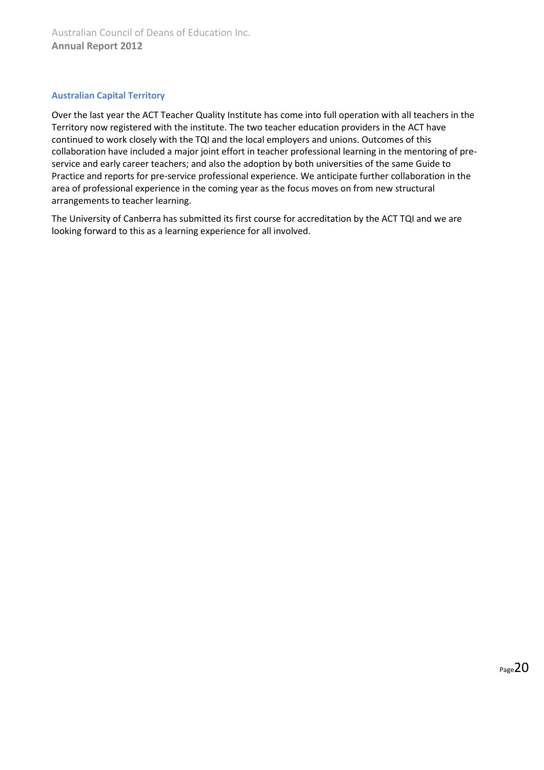### Australian Capital Territory

Over the last year the ACT Teacher Quality Institute has come into full operation with all teachers in the Territory now registered with the institute. The two teacher education providers in the ACT have continued to work closely with the TQI and the local employers and unions. Outcomes of this collaboration have included a major joint effort in teacher professional learning in the mentoring of pre-service and early career teachers; and also the adoption by both universities of the same Guide to Practice and reports for pre-service professional experience. We anticipate further collaboration in the area of professional experience in the coming year as the focus moves on from new structural arrangements to teacher learning.

The University of Canberra has submitted its first course for accreditation by the ACT TQI and we are looking forward to this as a learning experience for all involved.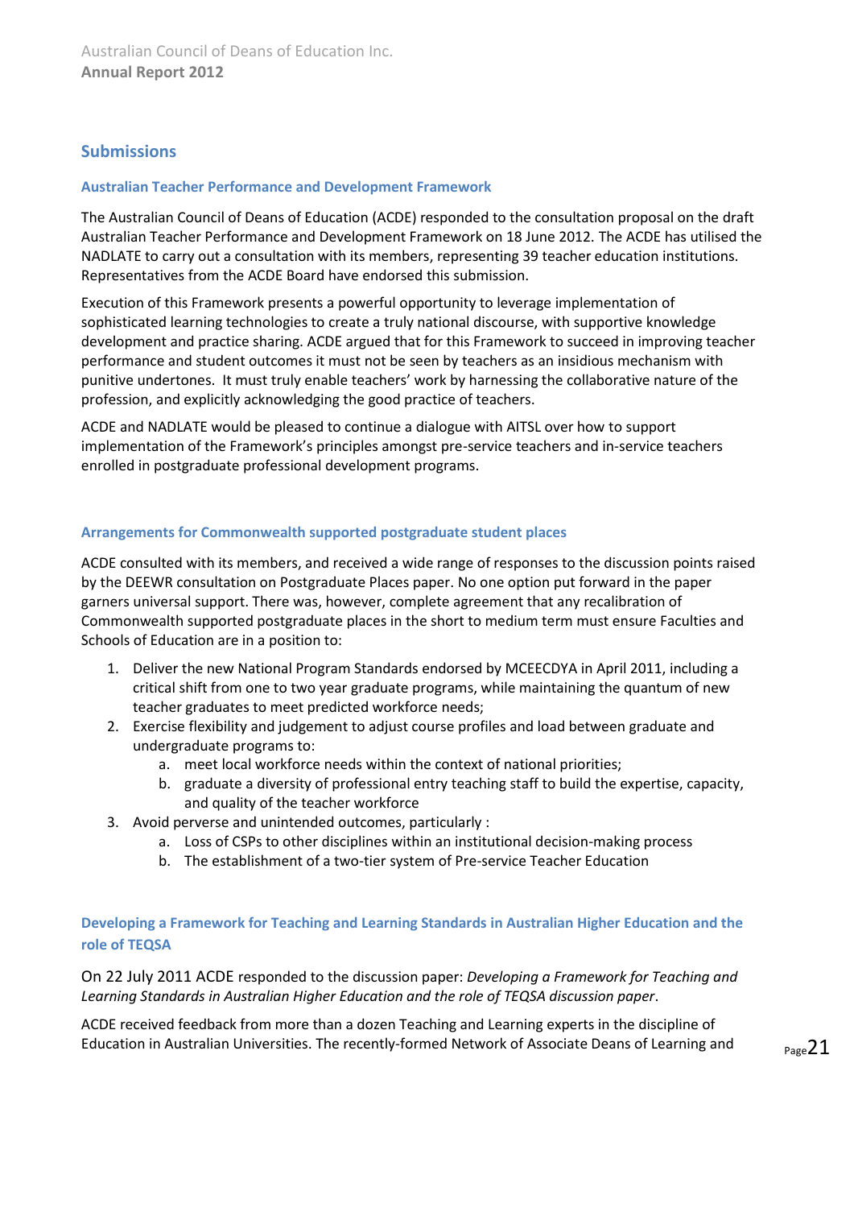## Submissions

### Australian Teacher Performance and Development Framework

The Australian Council of Deans of Education (ACDE) responded to the consultation proposal on the draft Australian Teacher Performance and Development Framework on 18 June 2012. The ACDE has utilised the NADLATE to carry out a consultation with its members, representing 39 teacher education institutions. Representatives from the ACDE Board have endorsed this submission.

Execution of this Framework presents a powerful opportunity to leverage implementation of sophisticated learning technologies to create a truly national discourse, with supportive knowledge development and practice sharing. ACDE argued that for this Framework to succeed in improving teacher performance and student outcomes it must not be seen by teachers as an insidious mechanism with punitive undertones. It must truly enable teachers' work by harnessing the collaborative nature of the profession, and explicitly acknowledging the good practice of teachers.

ACDE and NADLATE would be pleased to continue a dialogue with AITSL over how to support implementation of the Framework's principles amongst pre-service teachers and in-service teachers enrolled in postgraduate professional development programs.

### Arrangements for Commonwealth supported postgraduate student places

ACDE consulted with its members, and received a wide range of responses to the discussion points raised by the DEEWR consultation on Postgraduate Places paper. No one option put forward in the paper garners universal support. There was, however, complete agreement that any recalibration of Commonwealth supported postgraduate places in the short to medium term must ensure Faculties and Schools of Education are in a position to:

1. Deliver the new National Program Standards endorsed by MCEECDYA in April 2011, including a critical shift from one to two year graduate programs, while maintaining the quantum of new teacher graduates to meet predicted workforce needs;
2. Exercise flexibility and judgement to adjust course profiles and load between graduate and undergraduate programs to:
    a. meet local workforce needs within the context of national priorities;
    b. graduate a diversity of professional entry teaching staff to build the expertise, capacity, and quality of the teacher workforce
3. Avoid perverse and unintended outcomes, particularly :
    a. Loss of CSPs to other disciplines within an institutional decision-making process
    b. The establishment of a two-tier system of Pre-service Teacher Education

### Developing a Framework for Teaching and Learning Standards in Australian Higher Education and the role of TEQSA

On 22 July 2011 ACDE responded to the discussion paper: *Developing a Framework for Teaching and Learning Standards in Australian Higher Education and the role of TEQSA discussion paper*.

ACDE received feedback from more than a dozen Teaching and Learning experts in the discipline of Education in Australian Universities. The recently-formed Network of Associate Deans of Learning and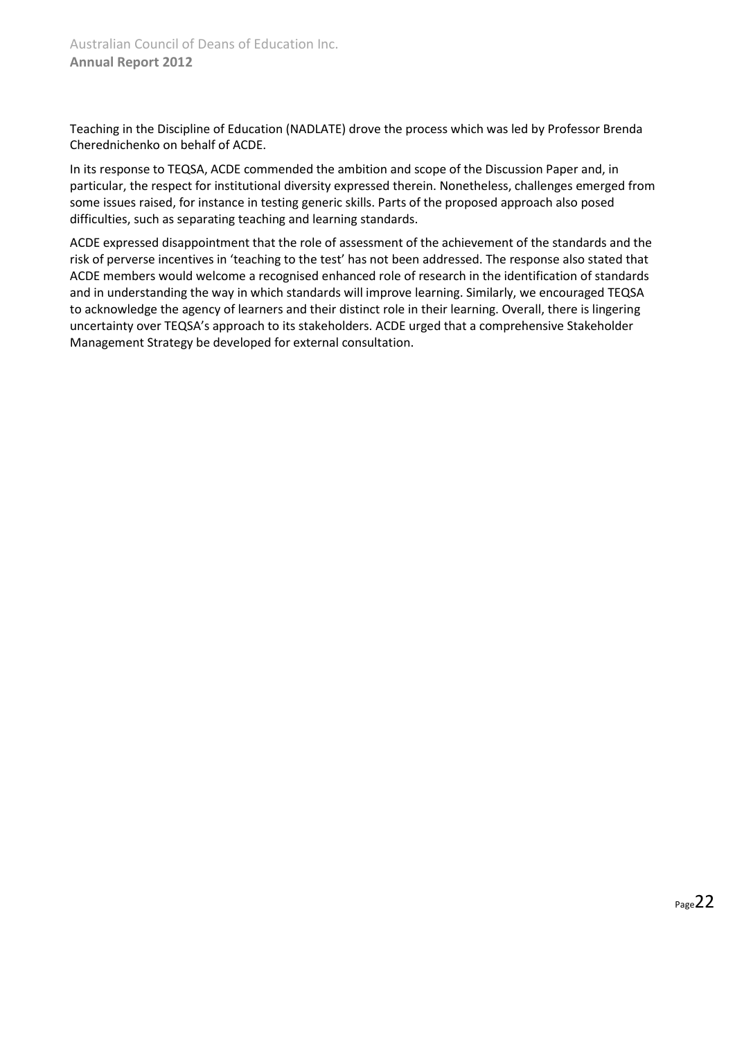Teaching in the Discipline of Education (NADLATE) drove the process which was led by Professor Brenda Cherednichenko on behalf of ACDE.

In its response to TEQSA, ACDE commended the ambition and scope of the Discussion Paper and, in particular, the respect for institutional diversity expressed therein. Nonetheless, challenges emerged from some issues raised, for instance in testing generic skills. Parts of the proposed approach also posed difficulties, such as separating teaching and learning standards.

ACDE expressed disappointment that the role of assessment of the achievement of the standards and the risk of perverse incentives in 'teaching to the test' has not been addressed. The response also stated that ACDE members would welcome a recognised enhanced role of research in the identification of standards and in understanding the way in which standards will improve learning. Similarly, we encouraged TEQSA to acknowledge the agency of learners and their distinct role in their learning. Overall, there is lingering uncertainty over TEQSA's approach to its stakeholders. ACDE urged that a comprehensive Stakeholder Management Strategy be developed for external consultation.